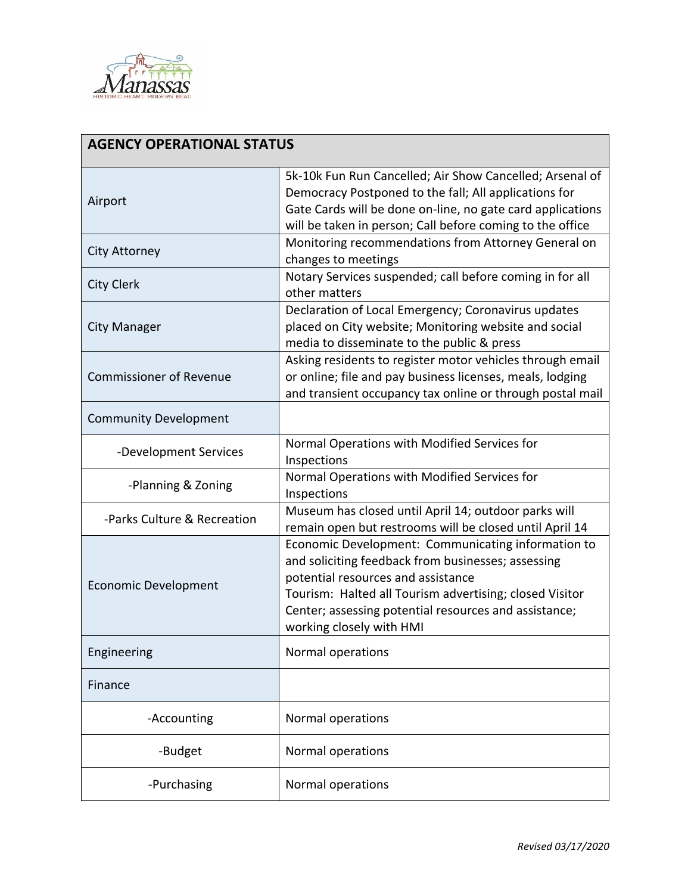| AGENCY OPERATIONAL STATUS | |
|---|---|
| Airport | 5k-10k Fun Run Cancelled; Air Show Cancelled; Arsenal of Democracy Postponed to the fall; All applications for Gate Cards will be done on-line, no gate card applications will be taken in person; Call before coming to the office |
| City Attorney | Monitoring recommendations from Attorney General on changes to meetings |
| City Clerk | Notary Services suspended; call before coming in for all other matters |
| City Manager | Declaration of Local Emergency; Coronavirus updates placed on City website; Monitoring website and social media to disseminate to the public & press |
| Commissioner of Revenue | Asking residents to register motor vehicles through email or online; file and pay business licenses, meals, lodging and transient occupancy tax online or through postal mail |
| Community Development | |
| -Development Services | Normal Operations with Modified Services for Inspections |
| -Planning & Zoning | Normal Operations with Modified Services for Inspections |
| -Parks Culture & Recreation | Museum has closed until April 14; outdoor parks will remain open but restrooms will be closed until April 14 |
| Economic Development | Economic Development: Communicating information to and soliciting feedback from businesses; assessing potential resources and assistance<br>Tourism: Halted all Tourism advertising; closed Visitor Center; assessing potential resources and assistance; working closely with HMI |
| Engineering | Normal operations |
| Finance | |
| -Accounting | Normal operations |
| -Budget | Normal operations |
| -Purchasing | Normal operations |

*Revised 03/17/2020*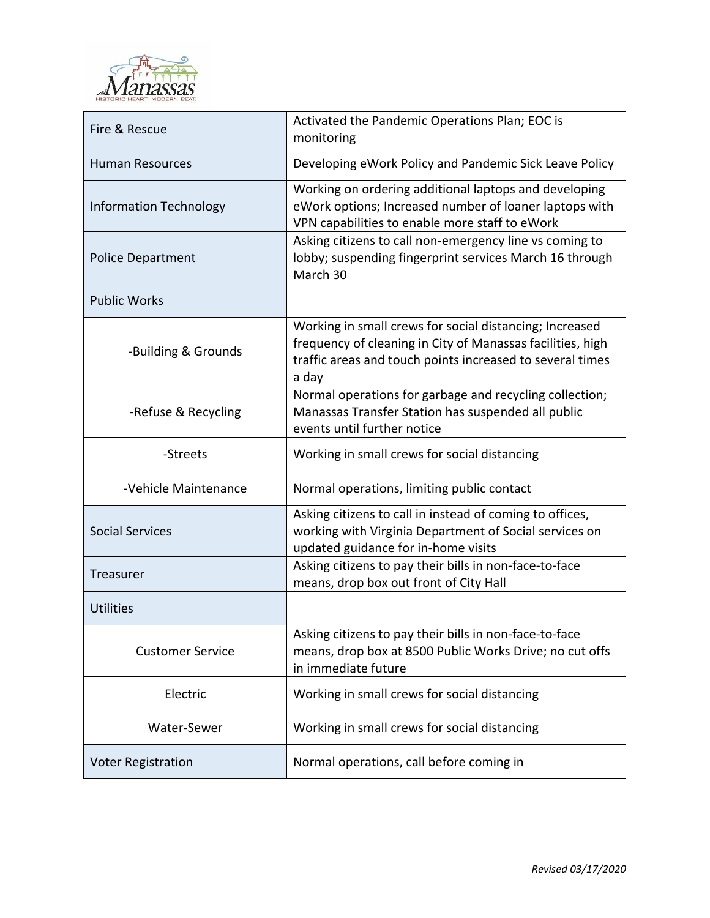| | |
|---|---|
| Fire & Rescue | Activated the Pandemic Operations Plan; EOC is monitoring |
| Human Resources | Developing eWork Policy and Pandemic Sick Leave Policy |
| Information Technology | Working on ordering additional laptops and developing eWork options; Increased number of loaner laptops with VPN capabilities to enable more staff to eWork |
| Police Department | Asking citizens to call non-emergency line vs coming to lobby; suspending fingerprint services March 16 through March 30 |
| Public Works | |
| -Building & Grounds | Working in small crews for social distancing; Increased frequency of cleaning in City of Manassas facilities, high traffic areas and touch points increased to several times a day |
| -Refuse & Recycling | Normal operations for garbage and recycling collection; Manassas Transfer Station has suspended all public events until further notice |
| -Streets | Working in small crews for social distancing |
| -Vehicle Maintenance | Normal operations, limiting public contact |
| Social Services | Asking citizens to call in instead of coming to offices, working with Virginia Department of Social services on updated guidance for in-home visits |
| Treasurer | Asking citizens to pay their bills in non-face-to-face means, drop box out front of City Hall |
| Utilities | |
| Customer Service | Asking citizens to pay their bills in non-face-to-face means, drop box at 8500 Public Works Drive; no cut offs in immediate future |
| Electric | Working in small crews for social distancing |
| Water-Sewer | Working in small crews for social distancing |
| Voter Registration | Normal operations, call before coming in |

*Revised 03/17/2020*